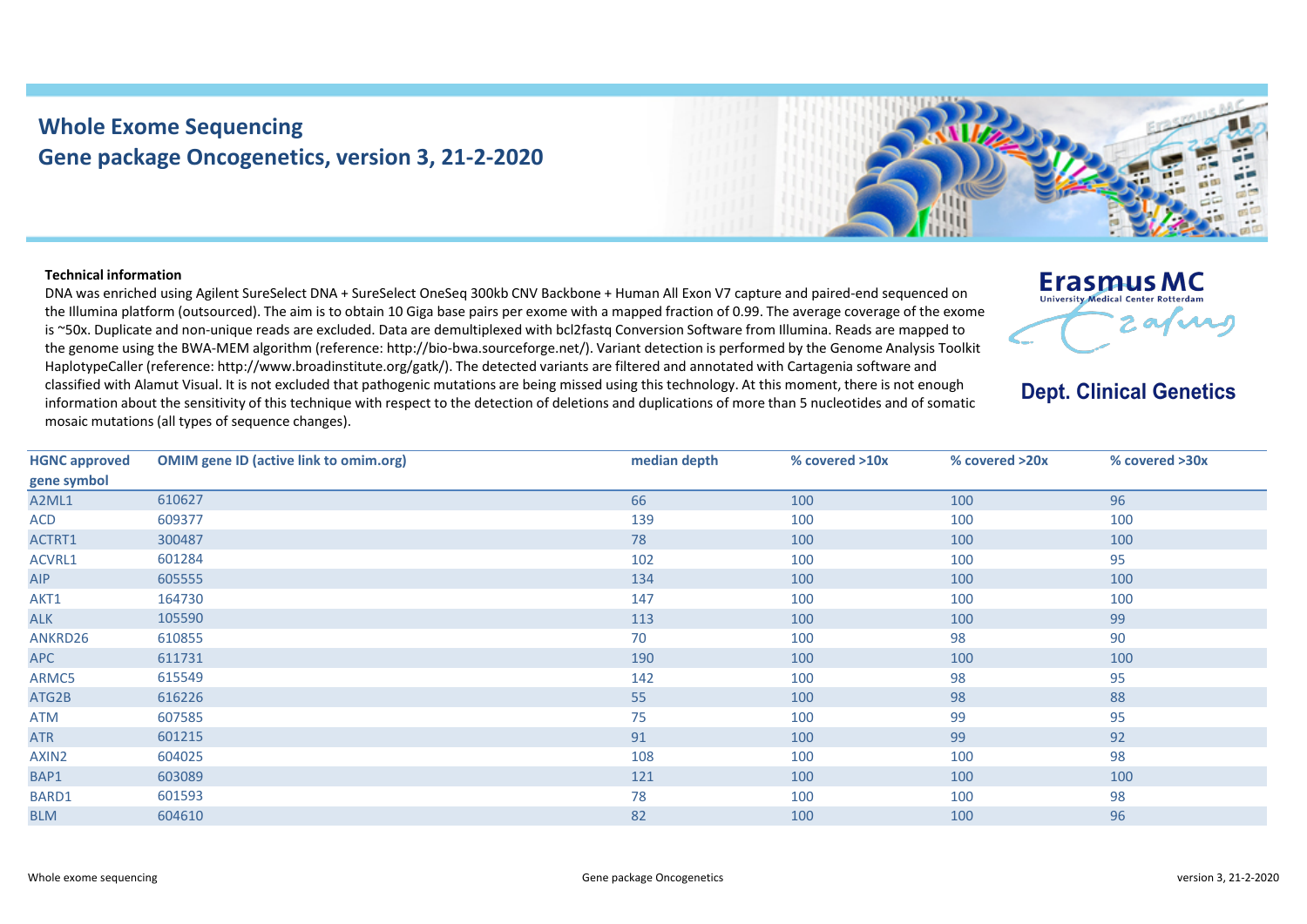# Whole Exome Sequencing
## Gene package Oncogenetics, version 3, 21-2-2020

**Erasmus MC**
University Medical Center Rotterdam

**Dept. Clinical Genetics**

**Technical information**

DNA was enriched using Agilent SureSelect DNA + SureSelect OneSeq 300kb CNV Backbone + Human All Exon V7 capture and paired-end sequenced on the Illumina platform (outsourced). The aim is to obtain 10 Giga base pairs per exome with a mapped fraction of 0.99. The average coverage of the exome is ~50x. Duplicate and non-unique reads are excluded. Data are demultiplexed with bcl2fastq Conversion Software from Illumina. Reads are mapped to the genome using the BWA-MEM algorithm (reference: http://bio-bwa.sourceforge.net/). Variant detection is performed by the Genome Analysis Toolkit HaplotypeCaller (reference: http://www.broadinstitute.org/gatk/). The detected variants are filtered and annotated with Cartagenia software and classified with Alamut Visual. It is not excluded that pathogenic mutations are being missed using this technology. At this moment, there is not enough information about the sensitivity of this technique with respect to the detection of deletions and duplications of more than 5 nucleotides and of somatic mosaic mutations (all types of sequence changes).

| HGNC approved gene symbol | OMIM gene ID (active link to omim.org) | median depth | % covered >10x | % covered >20x | % covered >30x |
|---|---|---|---|---|---|
| A2ML1 | 610627 | 66 | 100 | 100 | 96 |
| ACD | 609377 | 139 | 100 | 100 | 100 |
| ACTRT1 | 300487 | 78 | 100 | 100 | 100 |
| ACVRL1 | 601284 | 102 | 100 | 100 | 95 |
| AIP | 605555 | 134 | 100 | 100 | 100 |
| AKT1 | 164730 | 147 | 100 | 100 | 100 |
| ALK | 105590 | 113 | 100 | 100 | 99 |
| ANKRD26 | 610855 | 70 | 100 | 98 | 90 |
| APC | 611731 | 190 | 100 | 100 | 100 |
| ARMC5 | 615549 | 142 | 100 | 98 | 95 |
| ATG2B | 616226 | 55 | 100 | 98 | 88 |
| ATM | 607585 | 75 | 100 | 99 | 95 |
| ATR | 601215 | 91 | 100 | 99 | 92 |
| AXIN2 | 604025 | 108 | 100 | 100 | 98 |
| BAP1 | 603089 | 121 | 100 | 100 | 100 |
| BARD1 | 601593 | 78 | 100 | 100 | 98 |
| BLM | 604610 | 82 | 100 | 100 | 96 |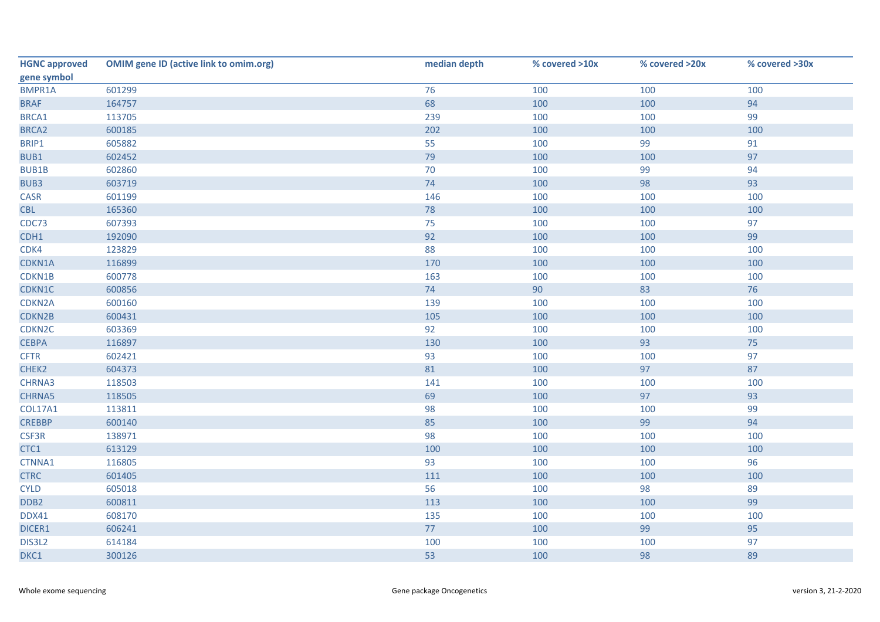| HGNC approved gene symbol | OMIM gene ID (active link to omim.org) | median depth | % covered >10x | % covered >20x | % covered >30x |
|---|---|---|---|---|---|
| BMPR1A | 601299 | 76 | 100 | 100 | 100 |
| BRAF | 164757 | 68 | 100 | 100 | 94 |
| BRCA1 | 113705 | 239 | 100 | 100 | 99 |
| BRCA2 | 600185 | 202 | 100 | 100 | 100 |
| BRIP1 | 605882 | 55 | 100 | 99 | 91 |
| BUB1 | 602452 | 79 | 100 | 100 | 97 |
| BUB1B | 602860 | 70 | 100 | 99 | 94 |
| BUB3 | 603719 | 74 | 100 | 98 | 93 |
| CASR | 601199 | 146 | 100 | 100 | 100 |
| CBL | 165360 | 78 | 100 | 100 | 100 |
| CDC73 | 607393 | 75 | 100 | 100 | 97 |
| CDH1 | 192090 | 92 | 100 | 100 | 99 |
| CDK4 | 123829 | 88 | 100 | 100 | 100 |
| CDKN1A | 116899 | 170 | 100 | 100 | 100 |
| CDKN1B | 600778 | 163 | 100 | 100 | 100 |
| CDKN1C | 600856 | 74 | 90 | 83 | 76 |
| CDKN2A | 600160 | 139 | 100 | 100 | 100 |
| CDKN2B | 600431 | 105 | 100 | 100 | 100 |
| CDKN2C | 603369 | 92 | 100 | 100 | 100 |
| CEBPA | 116897 | 130 | 100 | 93 | 75 |
| CFTR | 602421 | 93 | 100 | 100 | 97 |
| CHEK2 | 604373 | 81 | 100 | 97 | 87 |
| CHRNA3 | 118503 | 141 | 100 | 100 | 100 |
| CHRNA5 | 118505 | 69 | 100 | 97 | 93 |
| COL17A1 | 113811 | 98 | 100 | 100 | 99 |
| CREBBP | 600140 | 85 | 100 | 99 | 94 |
| CSF3R | 138971 | 98 | 100 | 100 | 100 |
| CTC1 | 613129 | 100 | 100 | 100 | 100 |
| CTNNA1 | 116805 | 93 | 100 | 100 | 96 |
| CTRC | 601405 | 111 | 100 | 100 | 100 |
| CYLD | 605018 | 56 | 100 | 98 | 89 |
| DDB2 | 600811 | 113 | 100 | 100 | 99 |
| DDX41 | 608170 | 135 | 100 | 100 | 100 |
| DICER1 | 606241 | 77 | 100 | 99 | 95 |
| DIS3L2 | 614184 | 100 | 100 | 100 | 97 |
| DKC1 | 300126 | 53 | 100 | 98 | 89 |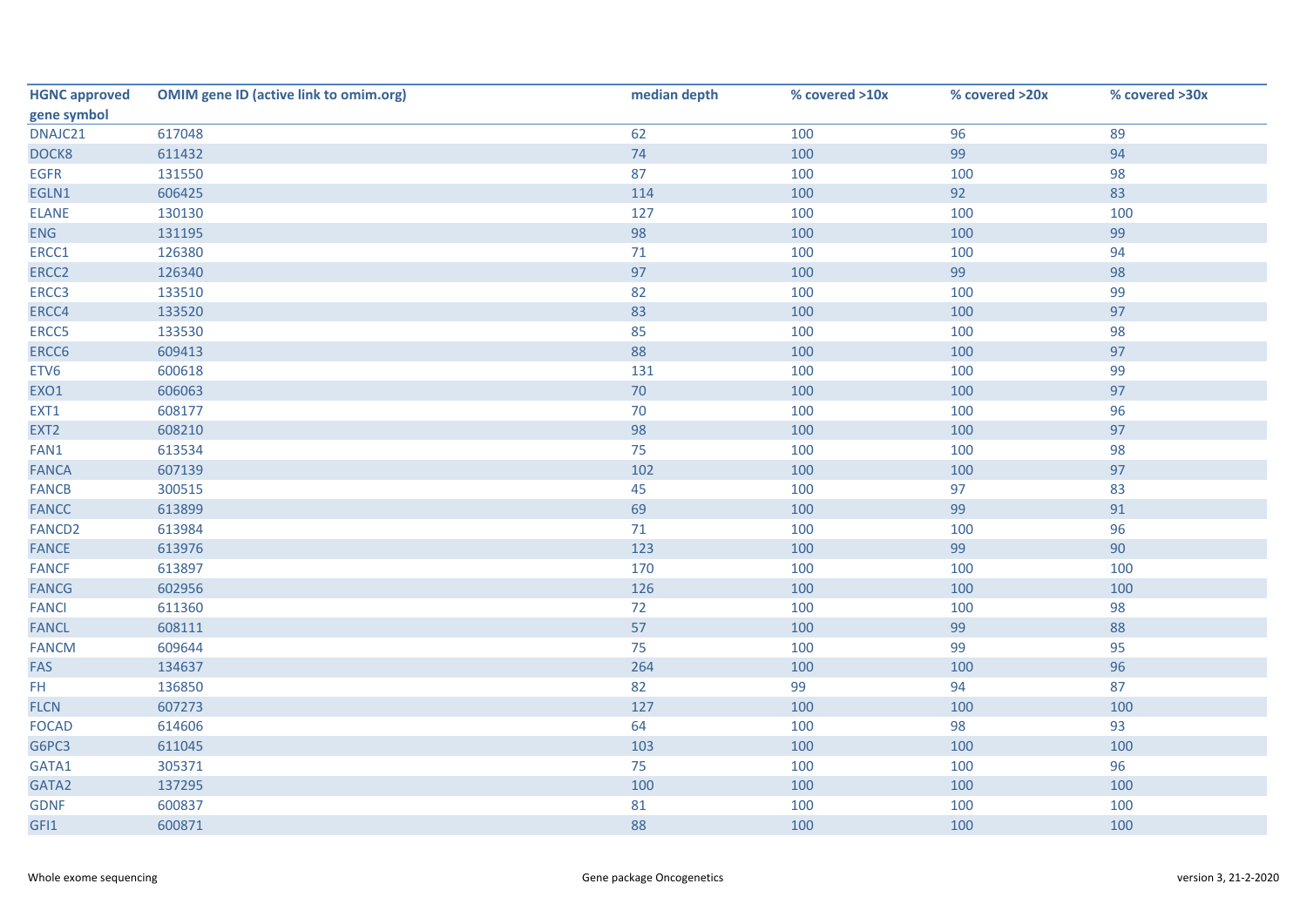| HGNC approved gene symbol | OMIM gene ID (active link to omim.org) | median depth | % covered >10x | % covered >20x | % covered >30x |
|---|---|---|---|---|---|
| DNAJC21 | 617048 | 62 | 100 | 96 | 89 |
| DOCK8 | 611432 | 74 | 100 | 99 | 94 |
| EGFR | 131550 | 87 | 100 | 100 | 98 |
| EGLN1 | 606425 | 114 | 100 | 92 | 83 |
| ELANE | 130130 | 127 | 100 | 100 | 100 |
| ENG | 131195 | 98 | 100 | 100 | 99 |
| ERCC1 | 126380 | 71 | 100 | 100 | 94 |
| ERCC2 | 126340 | 97 | 100 | 99 | 98 |
| ERCC3 | 133510 | 82 | 100 | 100 | 99 |
| ERCC4 | 133520 | 83 | 100 | 100 | 97 |
| ERCC5 | 133530 | 85 | 100 | 100 | 98 |
| ERCC6 | 609413 | 88 | 100 | 100 | 97 |
| ETV6 | 600618 | 131 | 100 | 100 | 99 |
| EXO1 | 606063 | 70 | 100 | 100 | 97 |
| EXT1 | 608177 | 70 | 100 | 100 | 96 |
| EXT2 | 608210 | 98 | 100 | 100 | 97 |
| FAN1 | 613534 | 75 | 100 | 100 | 98 |
| FANCA | 607139 | 102 | 100 | 100 | 97 |
| FANCB | 300515 | 45 | 100 | 97 | 83 |
| FANCC | 613899 | 69 | 100 | 99 | 91 |
| FANCD2 | 613984 | 71 | 100 | 100 | 96 |
| FANCE | 613976 | 123 | 100 | 99 | 90 |
| FANCF | 613897 | 170 | 100 | 100 | 100 |
| FANCG | 602956 | 126 | 100 | 100 | 100 |
| FANCI | 611360 | 72 | 100 | 100 | 98 |
| FANCL | 608111 | 57 | 100 | 99 | 88 |
| FANCM | 609644 | 75 | 100 | 99 | 95 |
| FAS | 134637 | 264 | 100 | 100 | 96 |
| FH | 136850 | 82 | 99 | 94 | 87 |
| FLCN | 607273 | 127 | 100 | 100 | 100 |
| FOCAD | 614606 | 64 | 100 | 98 | 93 |
| G6PC3 | 611045 | 103 | 100 | 100 | 100 |
| GATA1 | 305371 | 75 | 100 | 100 | 96 |
| GATA2 | 137295 | 100 | 100 | 100 | 100 |
| GDNF | 600837 | 81 | 100 | 100 | 100 |
| GFI1 | 600871 | 88 | 100 | 100 | 100 |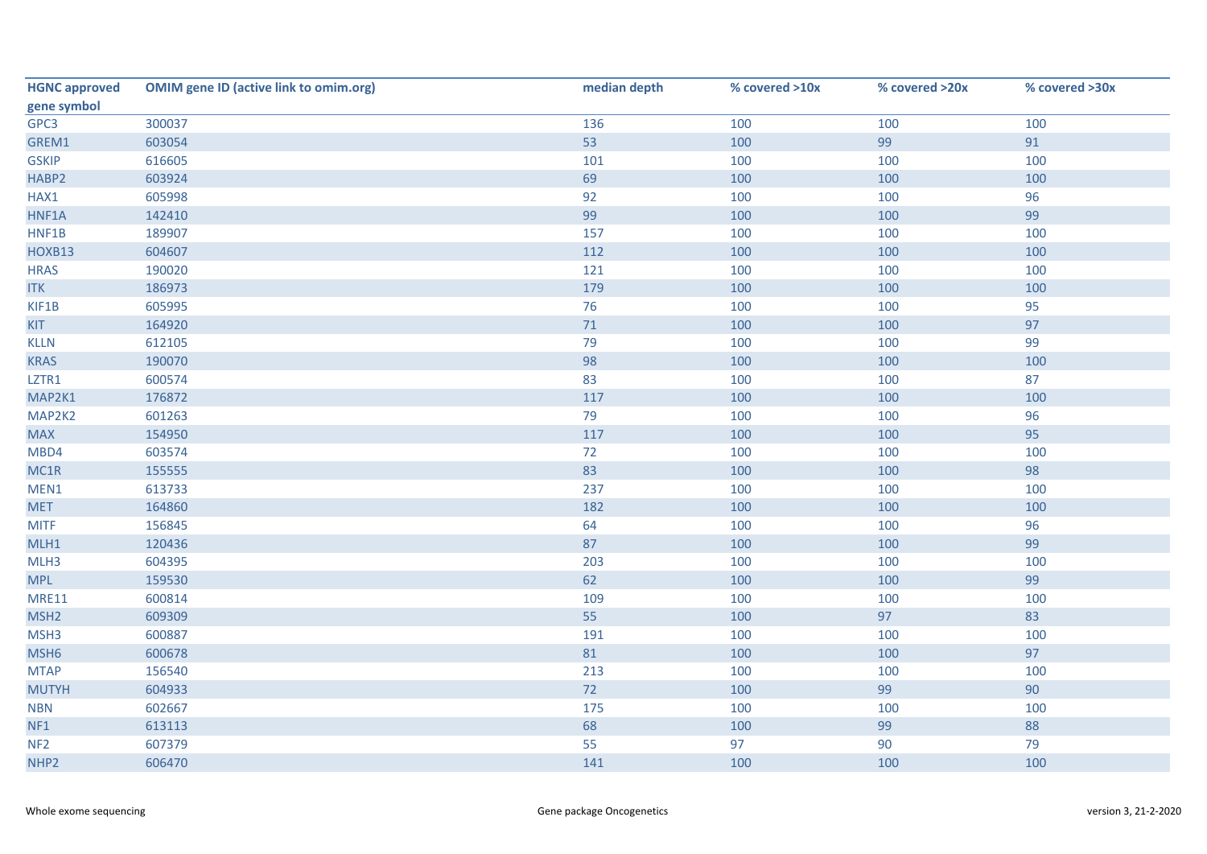| HGNC approved gene symbol | OMIM gene ID (active link to omim.org) | median depth | % covered >10x | % covered >20x | % covered >30x |
|---|---|---|---|---|---|
| GPC3 | 300037 | 136 | 100 | 100 | 100 |
| GREM1 | 603054 | 53 | 100 | 99 | 91 |
| GSKIP | 616605 | 101 | 100 | 100 | 100 |
| HABP2 | 603924 | 69 | 100 | 100 | 100 |
| HAX1 | 605998 | 92 | 100 | 100 | 96 |
| HNF1A | 142410 | 99 | 100 | 100 | 99 |
| HNF1B | 189907 | 157 | 100 | 100 | 100 |
| HOXB13 | 604607 | 112 | 100 | 100 | 100 |
| HRAS | 190020 | 121 | 100 | 100 | 100 |
| ITK | 186973 | 179 | 100 | 100 | 100 |
| KIF1B | 605995 | 76 | 100 | 100 | 95 |
| KIT | 164920 | 71 | 100 | 100 | 97 |
| KLLN | 612105 | 79 | 100 | 100 | 99 |
| KRAS | 190070 | 98 | 100 | 100 | 100 |
| LZTR1 | 600574 | 83 | 100 | 100 | 87 |
| MAP2K1 | 176872 | 117 | 100 | 100 | 100 |
| MAP2K2 | 601263 | 79 | 100 | 100 | 96 |
| MAX | 154950 | 117 | 100 | 100 | 95 |
| MBD4 | 603574 | 72 | 100 | 100 | 100 |
| MC1R | 155555 | 83 | 100 | 100 | 98 |
| MEN1 | 613733 | 237 | 100 | 100 | 100 |
| MET | 164860 | 182 | 100 | 100 | 100 |
| MITF | 156845 | 64 | 100 | 100 | 96 |
| MLH1 | 120436 | 87 | 100 | 100 | 99 |
| MLH3 | 604395 | 203 | 100 | 100 | 100 |
| MPL | 159530 | 62 | 100 | 100 | 99 |
| MRE11 | 600814 | 109 | 100 | 100 | 100 |
| MSH2 | 609309 | 55 | 100 | 97 | 83 |
| MSH3 | 600887 | 191 | 100 | 100 | 100 |
| MSH6 | 600678 | 81 | 100 | 100 | 97 |
| MTAP | 156540 | 213 | 100 | 100 | 100 |
| MUTYH | 604933 | 72 | 100 | 99 | 90 |
| NBN | 602667 | 175 | 100 | 100 | 100 |
| NF1 | 613113 | 68 | 100 | 99 | 88 |
| NF2 | 607379 | 55 | 97 | 90 | 79 |
| NHP2 | 606470 | 141 | 100 | 100 | 100 |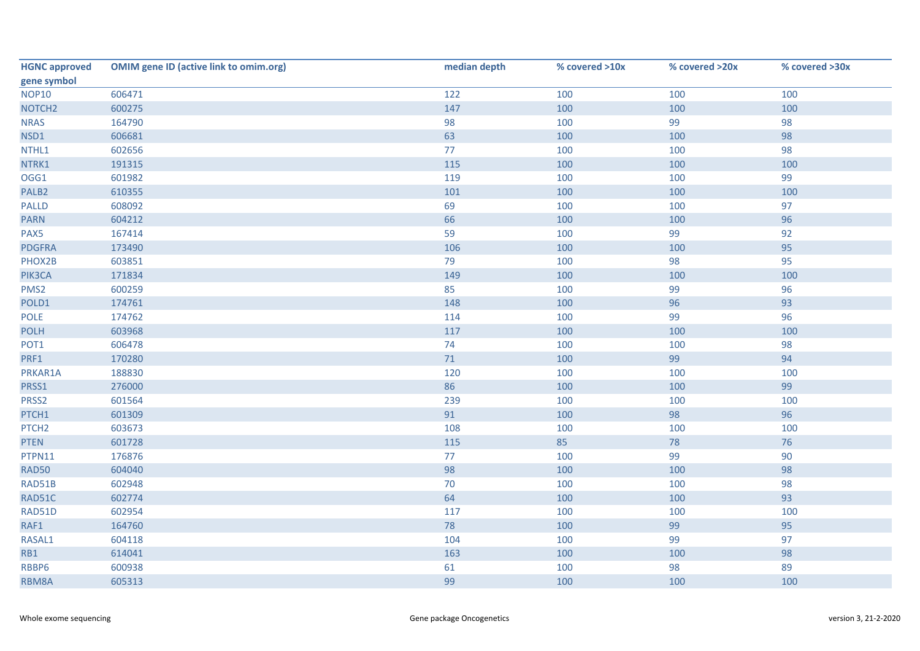| HGNC approved gene symbol | OMIM gene ID (active link to omim.org) | median depth | % covered >10x | % covered >20x | % covered >30x |
|---|---|---|---|---|---|
| NOP10 | 606471 | 122 | 100 | 100 | 100 |
| NOTCH2 | 600275 | 147 | 100 | 100 | 100 |
| NRAS | 164790 | 98 | 100 | 99 | 98 |
| NSD1 | 606681 | 63 | 100 | 100 | 98 |
| NTHL1 | 602656 | 77 | 100 | 100 | 98 |
| NTRK1 | 191315 | 115 | 100 | 100 | 100 |
| OGG1 | 601982 | 119 | 100 | 100 | 99 |
| PALB2 | 610355 | 101 | 100 | 100 | 100 |
| PALLD | 608092 | 69 | 100 | 100 | 97 |
| PARN | 604212 | 66 | 100 | 100 | 96 |
| PAX5 | 167414 | 59 | 100 | 99 | 92 |
| PDGFRA | 173490 | 106 | 100 | 100 | 95 |
| PHOX2B | 603851 | 79 | 100 | 98 | 95 |
| PIK3CA | 171834 | 149 | 100 | 100 | 100 |
| PMS2 | 600259 | 85 | 100 | 99 | 96 |
| POLD1 | 174761 | 148 | 100 | 96 | 93 |
| POLE | 174762 | 114 | 100 | 99 | 96 |
| POLH | 603968 | 117 | 100 | 100 | 100 |
| POT1 | 606478 | 74 | 100 | 100 | 98 |
| PRF1 | 170280 | 71 | 100 | 99 | 94 |
| PRKAR1A | 188830 | 120 | 100 | 100 | 100 |
| PRSS1 | 276000 | 86 | 100 | 100 | 99 |
| PRSS2 | 601564 | 239 | 100 | 100 | 100 |
| PTCH1 | 601309 | 91 | 100 | 98 | 96 |
| PTCH2 | 603673 | 108 | 100 | 100 | 100 |
| PTEN | 601728 | 115 | 85 | 78 | 76 |
| PTPN11 | 176876 | 77 | 100 | 99 | 90 |
| RAD50 | 604040 | 98 | 100 | 100 | 98 |
| RAD51B | 602948 | 70 | 100 | 100 | 98 |
| RAD51C | 602774 | 64 | 100 | 100 | 93 |
| RAD51D | 602954 | 117 | 100 | 100 | 100 |
| RAF1 | 164760 | 78 | 100 | 99 | 95 |
| RASAL1 | 604118 | 104 | 100 | 99 | 97 |
| RB1 | 614041 | 163 | 100 | 100 | 98 |
| RBBP6 | 600938 | 61 | 100 | 98 | 89 |
| RBM8A | 605313 | 99 | 100 | 100 | 100 |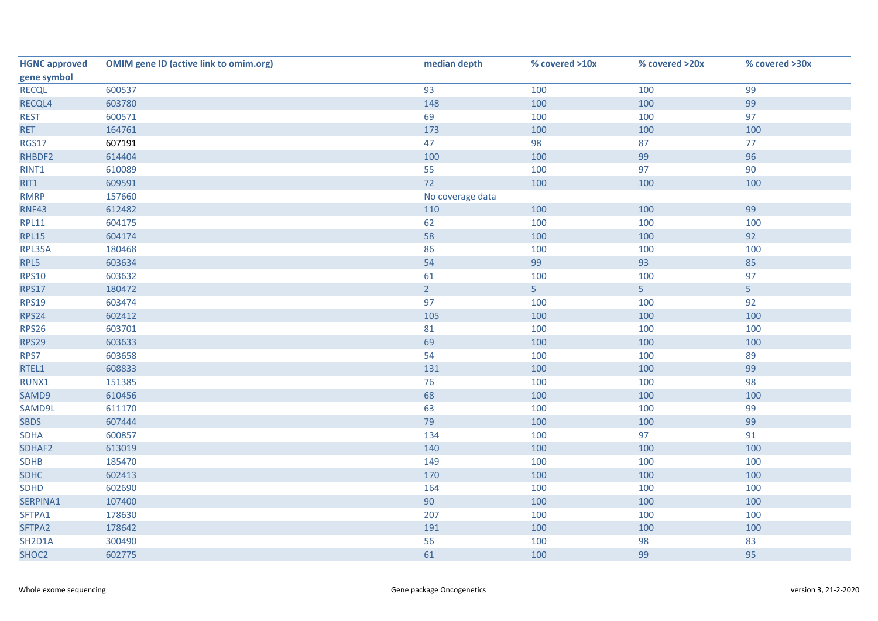| HGNC approved gene symbol | OMIM gene ID (active link to omim.org) | median depth | % covered >10x | % covered >20x | % covered >30x |
|---|---|---|---|---|---|
| RECQL | 600537 | 93 | 100 | 100 | 99 |
| RECQL4 | 603780 | 148 | 100 | 100 | 99 |
| REST | 600571 | 69 | 100 | 100 | 97 |
| RET | 164761 | 173 | 100 | 100 | 100 |
| RGS17 | 607191 | 47 | 98 | 87 | 77 |
| RHBDF2 | 614404 | 100 | 100 | 99 | 96 |
| RINT1 | 610089 | 55 | 100 | 97 | 90 |
| RIT1 | 609591 | 72 | 100 | 100 | 100 |
| RMRP | 157660 | No coverage data | | | |
| RNF43 | 612482 | 110 | 100 | 100 | 99 |
| RPL11 | 604175 | 62 | 100 | 100 | 100 |
| RPL15 | 604174 | 58 | 100 | 100 | 92 |
| RPL35A | 180468 | 86 | 100 | 100 | 100 |
| RPL5 | 603634 | 54 | 99 | 93 | 85 |
| RPS10 | 603632 | 61 | 100 | 100 | 97 |
| RPS17 | 180472 | 2 | 5 | 5 | 5 |
| RPS19 | 603474 | 97 | 100 | 100 | 92 |
| RPS24 | 602412 | 105 | 100 | 100 | 100 |
| RPS26 | 603701 | 81 | 100 | 100 | 100 |
| RPS29 | 603633 | 69 | 100 | 100 | 100 |
| RPS7 | 603658 | 54 | 100 | 100 | 89 |
| RTEL1 | 608833 | 131 | 100 | 100 | 99 |
| RUNX1 | 151385 | 76 | 100 | 100 | 98 |
| SAMD9 | 610456 | 68 | 100 | 100 | 100 |
| SAMD9L | 611170 | 63 | 100 | 100 | 99 |
| SBDS | 607444 | 79 | 100 | 100 | 99 |
| SDHA | 600857 | 134 | 100 | 97 | 91 |
| SDHAF2 | 613019 | 140 | 100 | 100 | 100 |
| SDHB | 185470 | 149 | 100 | 100 | 100 |
| SDHC | 602413 | 170 | 100 | 100 | 100 |
| SDHD | 602690 | 164 | 100 | 100 | 100 |
| SERPINA1 | 107400 | 90 | 100 | 100 | 100 |
| SFTPA1 | 178630 | 207 | 100 | 100 | 100 |
| SFTPA2 | 178642 | 191 | 100 | 100 | 100 |
| SH2D1A | 300490 | 56 | 100 | 98 | 83 |
| SHOC2 | 602775 | 61 | 100 | 99 | 95 |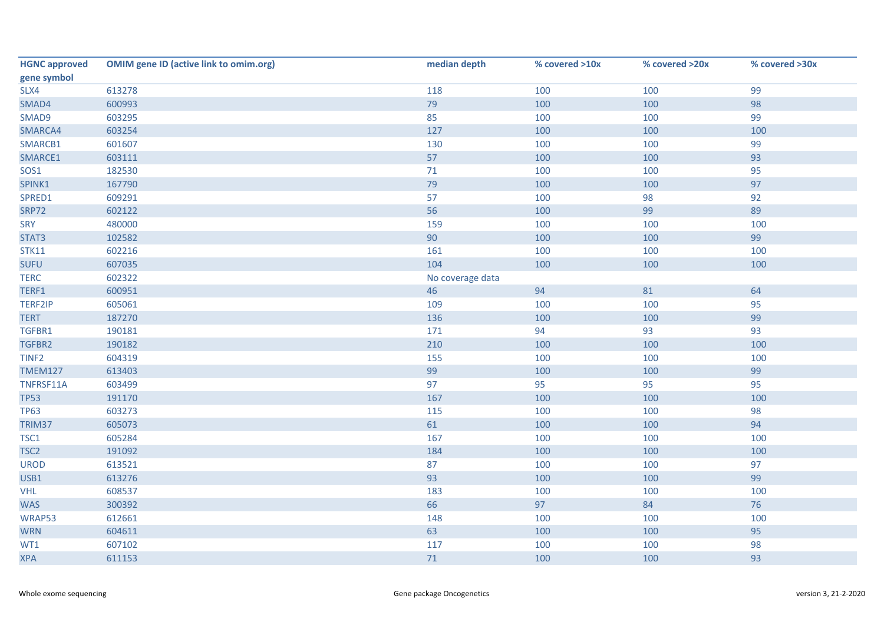| HGNC approved gene symbol | OMIM gene ID (active link to omim.org) | median depth | % covered >10x | % covered >20x | % covered >30x |
|---|---|---|---|---|---|
| SLX4 | 613278 | 118 | 100 | 100 | 99 |
| SMAD4 | 600993 | 79 | 100 | 100 | 98 |
| SMAD9 | 603295 | 85 | 100 | 100 | 99 |
| SMARCA4 | 603254 | 127 | 100 | 100 | 100 |
| SMARCB1 | 601607 | 130 | 100 | 100 | 99 |
| SMARCE1 | 603111 | 57 | 100 | 100 | 93 |
| SOS1 | 182530 | 71 | 100 | 100 | 95 |
| SPINK1 | 167790 | 79 | 100 | 100 | 97 |
| SPRED1 | 609291 | 57 | 100 | 98 | 92 |
| SRP72 | 602122 | 56 | 100 | 99 | 89 |
| SRY | 480000 | 159 | 100 | 100 | 100 |
| STAT3 | 102582 | 90 | 100 | 100 | 99 |
| STK11 | 602216 | 161 | 100 | 100 | 100 |
| SUFU | 607035 | 104 | 100 | 100 | 100 |
| TERC | 602322 | No coverage data | | | |
| TERF1 | 600951 | 46 | 94 | 81 | 64 |
| TERF2IP | 605061 | 109 | 100 | 100 | 95 |
| TERT | 187270 | 136 | 100 | 100 | 99 |
| TGFBR1 | 190181 | 171 | 94 | 93 | 93 |
| TGFBR2 | 190182 | 210 | 100 | 100 | 100 |
| TINF2 | 604319 | 155 | 100 | 100 | 100 |
| TMEM127 | 613403 | 99 | 100 | 100 | 99 |
| TNFRSF11A | 603499 | 97 | 95 | 95 | 95 |
| TP53 | 191170 | 167 | 100 | 100 | 100 |
| TP63 | 603273 | 115 | 100 | 100 | 98 |
| TRIM37 | 605073 | 61 | 100 | 100 | 94 |
| TSC1 | 605284 | 167 | 100 | 100 | 100 |
| TSC2 | 191092 | 184 | 100 | 100 | 100 |
| UROD | 613521 | 87 | 100 | 100 | 97 |
| USB1 | 613276 | 93 | 100 | 100 | 99 |
| VHL | 608537 | 183 | 100 | 100 | 100 |
| WAS | 300392 | 66 | 97 | 84 | 76 |
| WRAP53 | 612661 | 148 | 100 | 100 | 100 |
| WRN | 604611 | 63 | 100 | 100 | 95 |
| WT1 | 607102 | 117 | 100 | 100 | 98 |
| XPA | 611153 | 71 | 100 | 100 | 93 |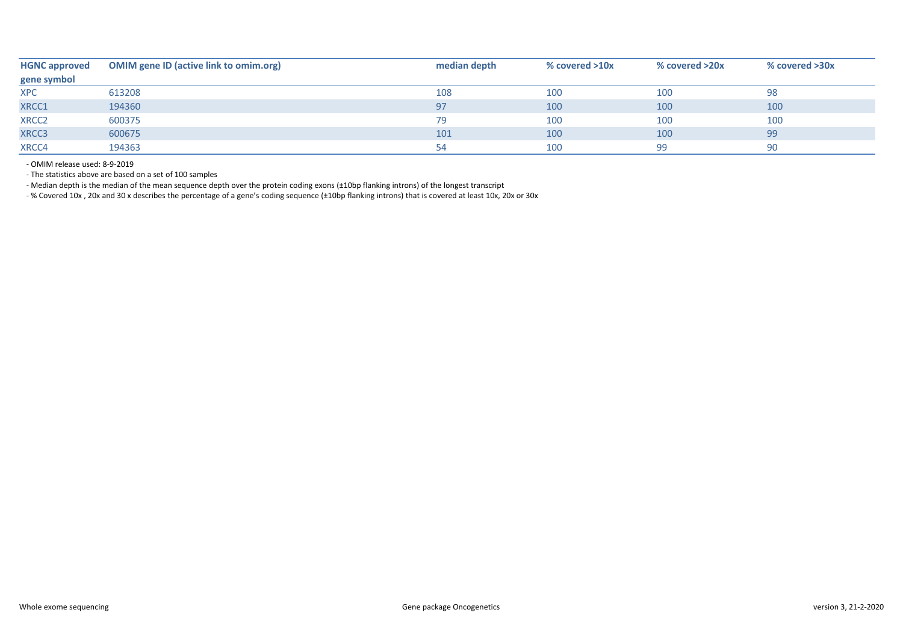| HGNC approved gene symbol | OMIM gene ID (active link to omim.org) | median depth | % covered >10x | % covered >20x | % covered >30x |
|---|---|---|---|---|---|
| XPC | 613208 | 108 | 100 | 100 | 98 |
| XRCC1 | 194360 | 97 | 100 | 100 | 100 |
| XRCC2 | 600375 | 79 | 100 | 100 | 100 |
| XRCC3 | 600675 | 101 | 100 | 100 | 99 |
| XRCC4 | 194363 | 54 | 100 | 99 | 90 |

- OMIM release used: 8-9-2019
- The statistics above are based on a set of 100 samples
- Median depth is the median of the mean sequence depth over the protein coding exons (±10bp flanking introns) of the longest transcript
- % Covered 10x , 20x and 30 x describes the percentage of a gene's coding sequence (±10bp flanking introns) that is covered at least 10x, 20x or 30x